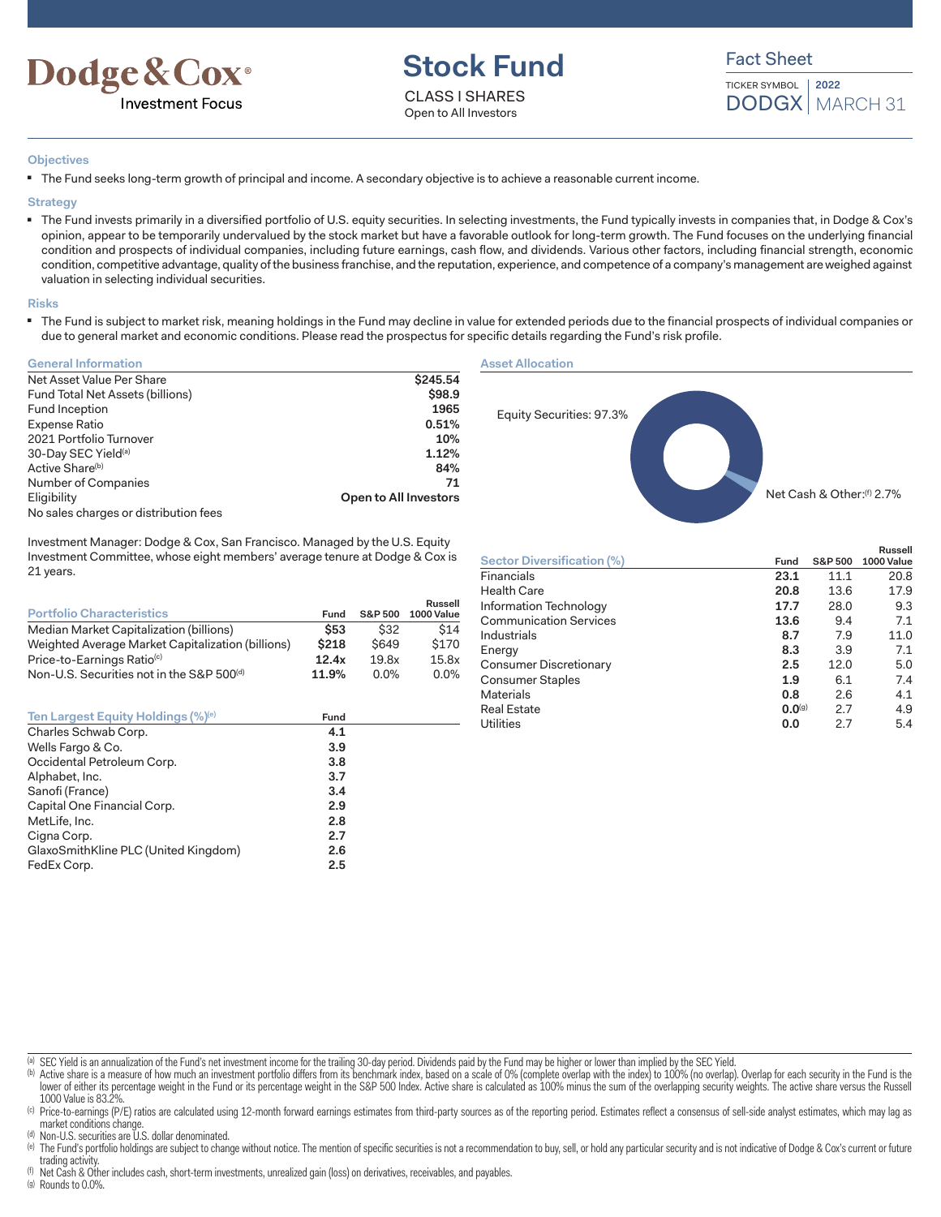# Dodge & Cox®

Investment Focus

# Stock Fund

CLASS I SHARES
Open to All Investors

## Fact Sheet

TICKER SYMBOL **DODGX** | 2022 MARCH 31

### Objectives

- The Fund seeks long-term growth of principal and income. A secondary objective is to achieve a reasonable current income.

### Strategy

- The Fund invests primarily in a diversified portfolio of U.S. equity securities. In selecting investments, the Fund typically invests in companies that, in Dodge & Cox's opinion, appear to be temporarily undervalued by the stock market but have a favorable outlook for long-term growth. The Fund focuses on the underlying financial condition and prospects of individual companies, including future earnings, cash flow, and dividends. Various other factors, including financial strength, economic condition, competitive advantage, quality of the business franchise, and the reputation, experience, and competence of a company's management are weighed against valuation in selecting individual securities.

### Risks

- The Fund is subject to market risk, meaning holdings in the Fund may decline in value for extended periods due to the financial prospects of individual companies or due to general market and economic conditions. Please read the prospectus for specific details regarding the Fund's risk profile.

### General Information

| | |
|---|---|
| Net Asset Value Per Share | **$245.54** |
| Fund Total Net Assets (billions) | **$98.9** |
| Fund Inception | **1965** |
| Expense Ratio | **0.51%** |
| 2021 Portfolio Turnover | **10%** |
| 30-Day SEC Yield[a] | **1.12%** |
| Active Share[b] | **84%** |
| Number of Companies | **71** |
| Eligibility | **Open to All Investors** |
| No sales charges or distribution fees | |

Investment Manager: Dodge & Cox, San Francisco. Managed by the U.S. Equity Investment Committee, whose eight members' average tenure at Dodge & Cox is 21 years.

### Portfolio Characteristics

| Portfolio Characteristics | Fund | S&P 500 | Russell 1000 Value |
|---|---|---|---|
| Median Market Capitalization (billions) | **$53** | $32 | $14 |
| Weighted Average Market Capitalization (billions) | **$218** | $649 | $170 |
| Price-to-Earnings Ratio[c] | **12.4x** | 19.8x | 15.8x |
| Non-U.S. Securities not in the S&P 500[d] | **11.9%** | 0.0% | 0.0% |

### Ten Largest Equity Holdings (%)[e]

| Ten Largest Equity Holdings (%)[e] | Fund |
|---|---|
| Charles Schwab Corp. | **4.1** |
| Wells Fargo & Co. | **3.9** |
| Occidental Petroleum Corp. | **3.8** |
| Alphabet, Inc. | **3.7** |
| Sanofi (France) | **3.4** |
| Capital One Financial Corp. | **2.9** |
| MetLife, Inc. | **2.8** |
| Cigna Corp. | **2.7** |
| GlaxoSmithKline PLC (United Kingdom) | **2.6** |
| FedEx Corp. | **2.5** |

### Asset Allocation

- Equity Securities: 97.3%
- Net Cash & Other:[f] 2.7%

### Sector Diversification (%)

| Sector Diversification (%) | Fund | S&P 500 | Russell 1000 Value |
|---|---|---|---|
| Financials | **23.1** | 11.1 | 20.8 |
| Health Care | **20.8** | 13.6 | 17.9 |
| Information Technology | **17.7** | 28.0 | 9.3 |
| Communication Services | **13.6** | 9.4 | 7.1 |
| Industrials | **8.7** | 7.9 | 11.0 |
| Energy | **8.3** | 3.9 | 7.1 |
| Consumer Discretionary | **2.5** | 12.0 | 5.0 |
| Consumer Staples | **1.9** | 6.1 | 7.4 |
| Materials | **0.8** | 2.6 | 4.1 |
| Real Estate | **0.0**[g] | 2.7 | 4.9 |
| Utilities | **0.0** | 2.7 | 5.4 |

[a] SEC Yield is an annualization of the Fund's net investment income for the trailing 30-day period. Dividends paid by the Fund may be higher or lower than implied by the SEC Yield.

[b] Active share is a measure of how much an investment portfolio differs from its benchmark index, based on a scale of 0% (complete overlap with the index) to 100% (no overlap). Overlap for each security in the Fund is the lower of either its percentage weight in the Fund or its percentage weight in the S&P 500 Index. Active share is calculated as 100% minus the sum of the overlapping security weights. The active share versus the Russell 1000 Value is 83.2%.

[c] Price-to-earnings (P/E) ratios are calculated using 12-month forward earnings estimates from third-party sources as of the reporting period. Estimates reflect a consensus of sell-side analyst estimates, which may lag as market conditions change.

[d] Non-U.S. securities are U.S. dollar denominated.

[e] The Fund's portfolio holdings are subject to change without notice. The mention of specific securities is not a recommendation to buy, sell, or hold any particular security and is not indicative of Dodge & Cox's current or future trading activity.

[f] Net Cash & Other includes cash, short-term investments, unrealized gain (loss) on derivatives, receivables, and payables.

[g] Rounds to 0.0%.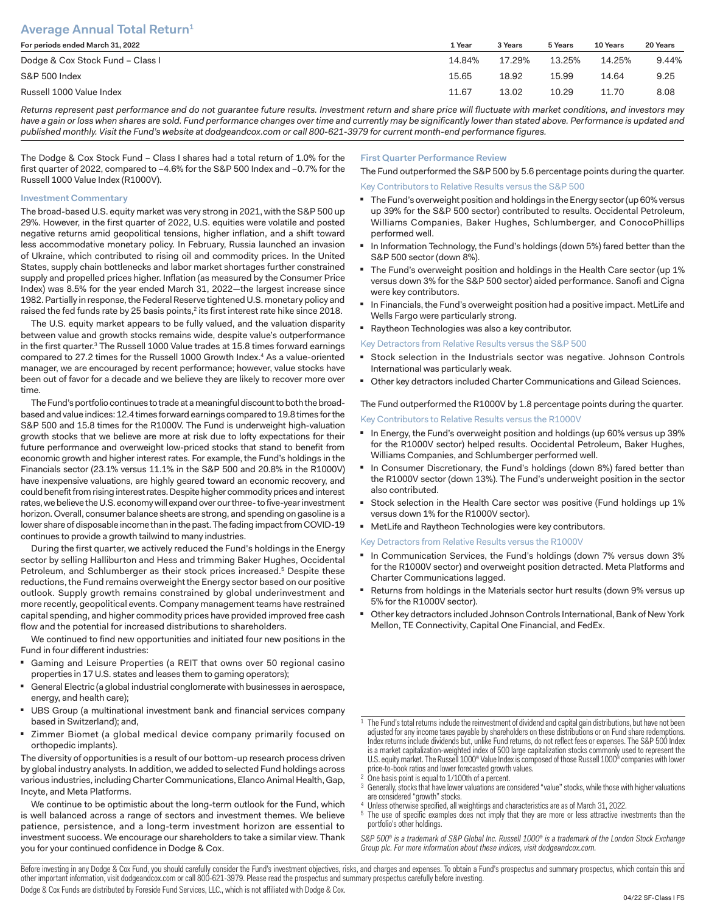## Average Annual Total Return[1]

| For periods ended March 31, 2022 | 1 Year | 3 Years | 5 Years | 10 Years | 20 Years |
|---|---|---|---|---|---|
| Dodge & Cox Stock Fund – Class I | 14.84% | 17.29% | 13.25% | 14.25% | 9.44% |
| S&P 500 Index | 15.65 | 18.92 | 15.99 | 14.64 | 9.25 |
| Russell 1000 Value Index | 11.67 | 13.02 | 10.29 | 11.70 | 8.08 |

*Returns represent past performance and do not guarantee future results. Investment return and share price will fluctuate with market conditions, and investors may have a gain or loss when shares are sold. Fund performance changes over time and currently may be significantly lower than stated above. Performance is updated and published monthly. Visit the Fund's website at dodgeandcox.com or call 800-621-3979 for current month-end performance figures.*

The Dodge & Cox Stock Fund – Class I shares had a total return of 1.0% for the first quarter of 2022, compared to –4.6% for the S&P 500 Index and –0.7% for the Russell 1000 Value Index (R1000V).

### Investment Commentary

The broad-based U.S. equity market was very strong in 2021, with the S&P 500 up 29%. However, in the first quarter of 2022, U.S. equities were volatile and posted negative returns amid geopolitical tensions, higher inflation, and a shift toward less accommodative monetary policy. In February, Russia launched an invasion of Ukraine, which contributed to rising oil and commodity prices. In the United States, supply chain bottlenecks and labor market shortages further constrained supply and propelled prices higher. Inflation (as measured by the Consumer Price Index) was 8.5% for the year ended March 31, 2022—the largest increase since 1982. Partially in response, the Federal Reserve tightened U.S. monetary policy and raised the fed funds rate by 25 basis points,[2] its first interest rate hike since 2018.

The U.S. equity market appears to be fully valued, and the valuation disparity between value and growth stocks remains wide, despite value's outperformance in the first quarter.[3] The Russell 1000 Value trades at 15.8 times forward earnings compared to 27.2 times for the Russell 1000 Growth Index.[4] As a value-oriented manager, we are encouraged by recent performance; however, value stocks have been out of favor for a decade and we believe they are likely to recover more over time.

The Fund's portfolio continues to trade at a meaningful discount to both the broad-based and value indices: 12.4 times forward earnings compared to 19.8 times for the S&P 500 and 15.8 times for the R1000V. The Fund is underweight high-valuation growth stocks that we believe are more at risk due to lofty expectations for their future performance and overweight low-priced stocks that stand to benefit from economic growth and higher interest rates. For example, the Fund's holdings in the Financials sector (23.1% versus 11.1% in the S&P 500 and 20.8% in the R1000V) have inexpensive valuations, are highly geared toward an economic recovery, and could benefit from rising interest rates. Despite higher commodity prices and interest rates, we believe the U.S. economy will expand over our three- to five-year investment horizon. Overall, consumer balance sheets are strong, and spending on gasoline is a lower share of disposable income than in the past. The fading impact from COVID-19 continues to provide a growth tailwind to many industries.

During the first quarter, we actively reduced the Fund's holdings in the Energy sector by selling Halliburton and Hess and trimming Baker Hughes, Occidental Petroleum, and Schlumberger as their stock prices increased.[5] Despite these reductions, the Fund remains overweight the Energy sector based on our positive outlook. Supply growth remains constrained by global underinvestment and more recently, geopolitical events. Company management teams have restrained capital spending, and higher commodity prices have provided improved free cash flow and the potential for increased distributions to shareholders.

We continued to find new opportunities and initiated four new positions in the Fund in four different industries:

- Gaming and Leisure Properties (a REIT that owns over 50 regional casino properties in 17 U.S. states and leases them to gaming operators);
- General Electric (a global industrial conglomerate with businesses in aerospace, energy, and health care);
- UBS Group (a multinational investment bank and financial services company based in Switzerland); and,
- Zimmer Biomet (a global medical device company primarily focused on orthopedic implants).

The diversity of opportunities is a result of our bottom-up research process driven by global industry analysts. In addition, we added to selected Fund holdings across various industries, including Charter Communications, Elanco Animal Health, Gap, Incyte, and Meta Platforms.

We continue to be optimistic about the long-term outlook for the Fund, which is well balanced across a range of sectors and investment themes. We believe patience, persistence, and a long-term investment horizon are essential to investment success. We encourage our shareholders to take a similar view. Thank you for your continued confidence in Dodge & Cox.

### First Quarter Performance Review

The Fund outperformed the S&P 500 by 5.6 percentage points during the quarter.

#### Key Contributors to Relative Results versus the S&P 500

- The Fund's overweight position and holdings in the Energy sector (up 60% versus up 39% for the S&P 500 sector) contributed to results. Occidental Petroleum, Williams Companies, Baker Hughes, Schlumberger, and ConocoPhillips performed well.
- In Information Technology, the Fund's holdings (down 5%) fared better than the S&P 500 sector (down 8%).
- The Fund's overweight position and holdings in the Health Care sector (up 1% versus down 3% for the S&P 500 sector) aided performance. Sanofi and Cigna were key contributors.
- In Financials, the Fund's overweight position had a positive impact. MetLife and Wells Fargo were particularly strong.
- Raytheon Technologies was also a key contributor.

#### Key Detractors from Relative Results versus the S&P 500

- Stock selection in the Industrials sector was negative. Johnson Controls International was particularly weak.
- Other key detractors included Charter Communications and Gilead Sciences.

The Fund outperformed the R1000V by 1.8 percentage points during the quarter.

#### Key Contributors to Relative Results versus the R1000V

- In Energy, the Fund's overweight position and holdings (up 60% versus up 39% for the R1000V sector) helped results. Occidental Petroleum, Baker Hughes, Williams Companies, and Schlumberger performed well.
- In Consumer Discretionary, the Fund's holdings (down 8%) fared better than the R1000V sector (down 13%). The Fund's underweight position in the sector also contributed.
- Stock selection in the Health Care sector was positive (Fund holdings up 1% versus down 1% for the R1000V sector).
- MetLife and Raytheon Technologies were key contributors.

#### Key Detractors from Relative Results versus the R1000V

- In Communication Services, the Fund's holdings (down 7% versus down 3% for the R1000V sector) and overweight position detracted. Meta Platforms and Charter Communications lagged.
- Returns from holdings in the Materials sector hurt results (down 9% versus up 5% for the R1000V sector).
- Other key detractors included Johnson Controls International, Bank of New York Mellon, TE Connectivity, Capital One Financial, and FedEx.

---

[1] The Fund's total returns include the reinvestment of dividend and capital gain distributions, but have not been adjusted for any income taxes payable by shareholders on these distributions or on Fund share redemptions. Index returns include dividends but, unlike Fund returns, do not reflect fees or expenses. The S&P 500 Index is a market capitalization-weighted index of 500 large capitalization stocks commonly used to represent the U.S. equity market. The Russell 1000® Value Index is composed of those Russell 1000® companies with lower price-to-book ratios and lower forecasted growth values.

[2] One basis point is equal to 1/100th of a percent.

[3] Generally, stocks that have lower valuations are considered "value" stocks, while those with higher valuations are considered "growth" stocks.

[4] Unless otherwise specified, all weightings and characteristics are as of March 31, 2022.

[5] The use of specific examples does not imply that they are more or less attractive investments than the portfolio's other holdings.

*S&P 500® is a trademark of S&P Global Inc. Russell 1000® is a trademark of the London Stock Exchange Group plc. For more information about these indices, visit dodgeandcox.com.*

Before investing in any Dodge & Cox Fund, you should carefully consider the Fund's investment objectives, risks, and charges and expenses. To obtain a Fund's prospectus and summary prospectus, which contain this and other important information, visit dodgeandcox.com or call 800-621-3979. Please read the prospectus and summary prospectus carefully before investing.

Dodge & Cox Funds are distributed by Foreside Fund Services, LLC., which is not affiliated with Dodge & Cox.

04/22 SF-Class I FS